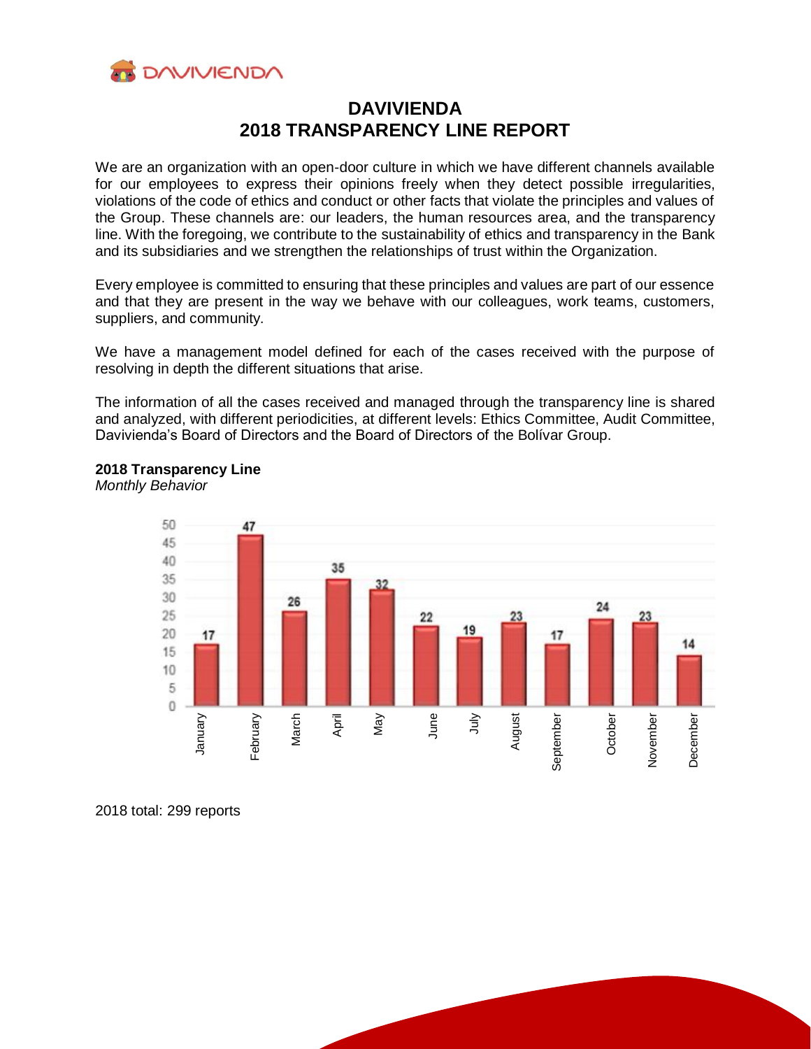# DAVIVIENDA
# 2018 TRANSPARENCY LINE REPORT

We are an organization with an open-door culture in which we have different channels available for our employees to express their opinions freely when they detect possible irregularities, violations of the code of ethics and conduct or other facts that violate the principles and values of the Group. These channels are: our leaders, the human resources area, and the transparency line. With the foregoing, we contribute to the sustainability of ethics and transparency in the Bank and its subsidiaries and we strengthen the relationships of trust within the Organization.

Every employee is committed to ensuring that these principles and values are part of our essence and that they are present in the way we behave with our colleagues, work teams, customers, suppliers, and community.

We have a management model defined for each of the cases received with the purpose of resolving in depth the different situations that arise.

The information of all the cases received and managed through the transparency line is shared and analyzed, with different periodicities, at different levels: Ethics Committee, Audit Committee, Davivienda's Board of Directors and the Board of Directors of the Bolívar Group.

**2018 Transparency Line**
*Monthly Behavior*

| Month | Reports |
| --- | --- |
| January | 17 |
| February | 47 |
| March | 26 |
| April | 35 |
| May | 32 |
| June | 22 |
| July | 19 |
| August | 23 |
| September | 17 |
| October | 24 |
| November | 23 |
| December | 14 |

2018 total: 299 reports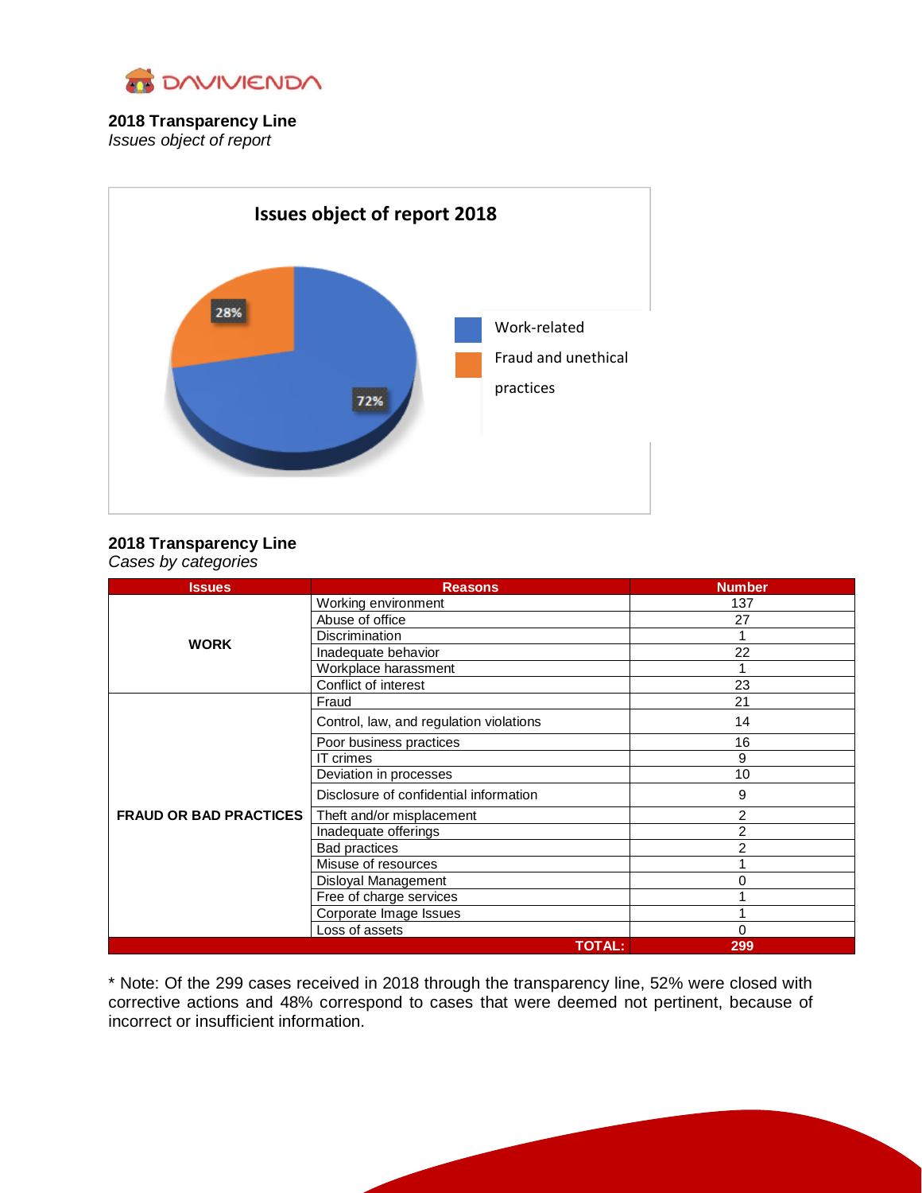**2018 Transparency Line**
*Issues object of report*

**Issues object of report 2018**

- Work-related: 72%
- Fraud and unethical practices: 28%

**2018 Transparency Line**
*Cases by categories*

| Issues | Reasons | Number |
|---|---|---|
| WORK | Working environment | 137 |
| | Abuse of office | 27 |
| | Discrimination | 1 |
| | Inadequate behavior | 22 |
| | Workplace harassment | 1 |
| | Conflict of interest | 23 |
| FRAUD OR BAD PRACTICES | Fraud | 21 |
| | Control, law, and regulation violations | 14 |
| | Poor business practices | 16 |
| | IT crimes | 9 |
| | Deviation in processes | 10 |
| | Disclosure of confidential information | 9 |
| | Theft and/or misplacement | 2 |
| | Inadequate offerings | 2 |
| | Bad practices | 2 |
| | Misuse of resources | 1 |
| | Disloyal Management | 0 |
| | Free of charge services | 1 |
| | Corporate Image Issues | 1 |
| | Loss of assets | 0 |
| | **TOTAL:** | **299** |

* Note: Of the 299 cases received in 2018 through the transparency line, 52% were closed with corrective actions and 48% correspond to cases that were deemed not pertinent, because of incorrect or insufficient information.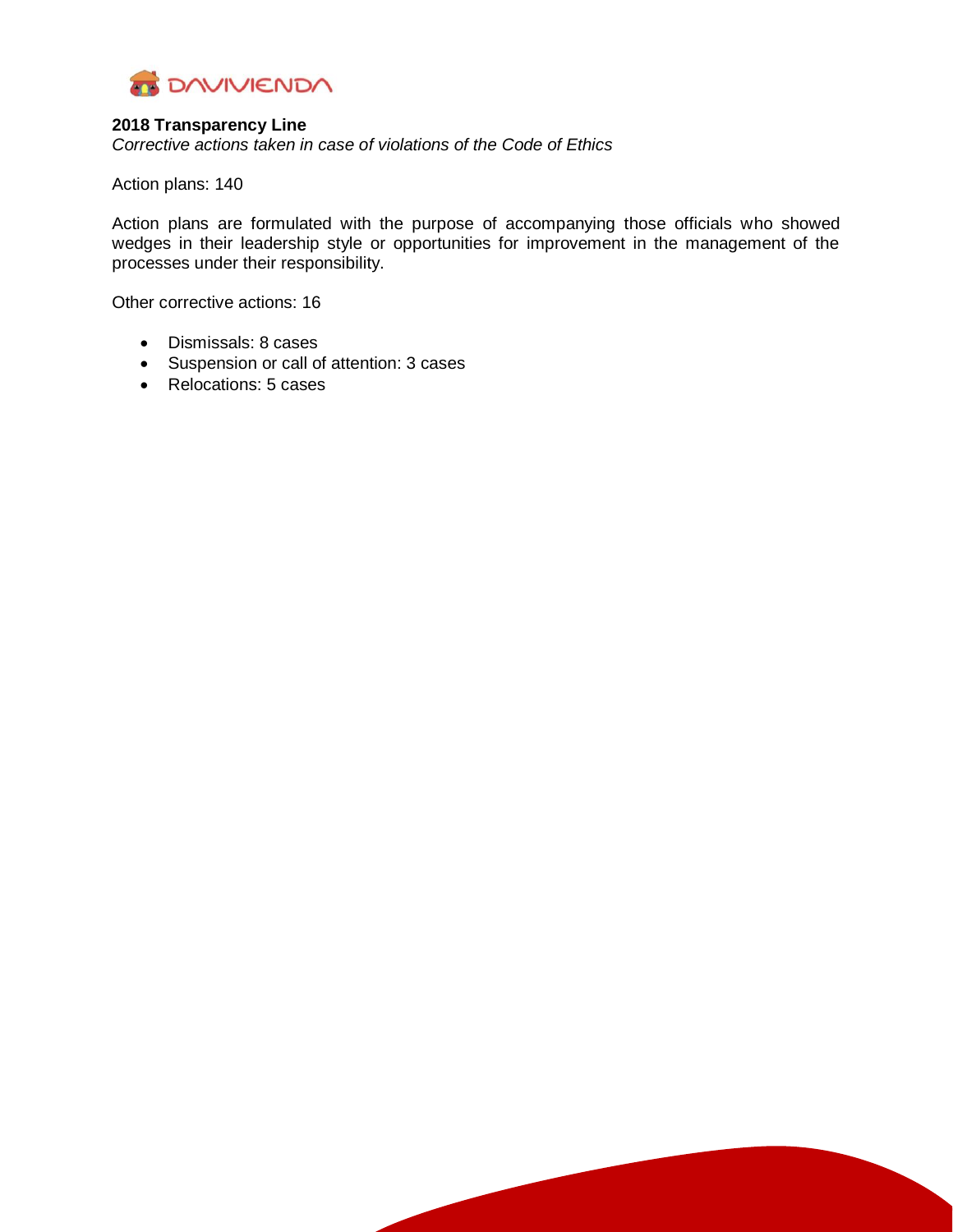**2018 Transparency Line**

*Corrective actions taken in case of violations of the Code of Ethics*

Action plans: 140

Action plans are formulated with the purpose of accompanying those officials who showed wedges in their leadership style or opportunities for improvement in the management of the processes under their responsibility.

Other corrective actions: 16

- Dismissals: 8 cases
- Suspension or call of attention: 3 cases
- Relocations: 5 cases